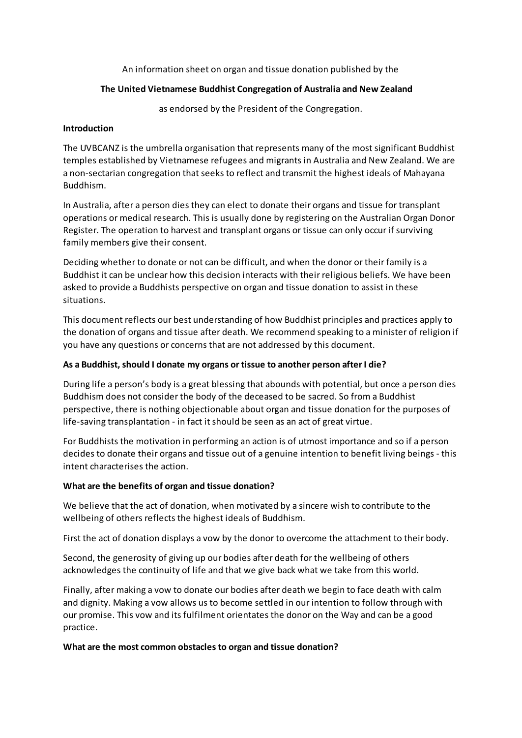An information sheet on organ and tissue donation published by the

**The United Vietnamese Buddhist Congregation of Australia and New Zealand**

as endorsed by the President of the Congregation.

**Introduction**

The UVBCANZ is the umbrella organisation that represents many of the most significant Buddhist temples established by Vietnamese refugees and migrants in Australia and New Zealand. We are a non-sectarian congregation that seeks to reflect and transmit the highest ideals of Mahayana Buddhism.

In Australia, after a person dies they can elect to donate their organs and tissue for transplant operations or medical research. This is usually done by registering on the Australian Organ Donor Register. The operation to harvest and transplant organs or tissue can only occur if surviving family members give their consent.

Deciding whether to donate or not can be difficult, and when the donor or their family is a Buddhist it can be unclear how this decision interacts with their religious beliefs. We have been asked to provide a Buddhists perspective on organ and tissue donation to assist in these situations.

This document reflects our best understanding of how Buddhist principles and practices apply to the donation of organs and tissue after death. We recommend speaking to a minister of religion if you have any questions or concerns that are not addressed by this document.

**As a Buddhist, should I donate my organs or tissue to another person after I die?**

During life a person's body is a great blessing that abounds with potential, but once a person dies Buddhism does not consider the body of the deceased to be sacred. So from a Buddhist perspective, there is nothing objectionable about organ and tissue donation for the purposes of life-saving transplantation - in fact it should be seen as an act of great virtue.

For Buddhists the motivation in performing an action is of utmost importance and so if a person decides to donate their organs and tissue out of a genuine intention to benefit living beings - this intent characterises the action.

**What are the benefits of organ and tissue donation?**

We believe that the act of donation, when motivated by a sincere wish to contribute to the wellbeing of others reflects the highest ideals of Buddhism.

First the act of donation displays a vow by the donor to overcome the attachment to their body.

Second, the generosity of giving up our bodies after death for the wellbeing of others acknowledges the continuity of life and that we give back what we take from this world.

Finally, after making a vow to donate our bodies after death we begin to face death with calm and dignity. Making a vow allows us to become settled in our intention to follow through with our promise. This vow and its fulfilment orientates the donor on the Way and can be a good practice.

**What are the most common obstacles to organ and tissue donation?**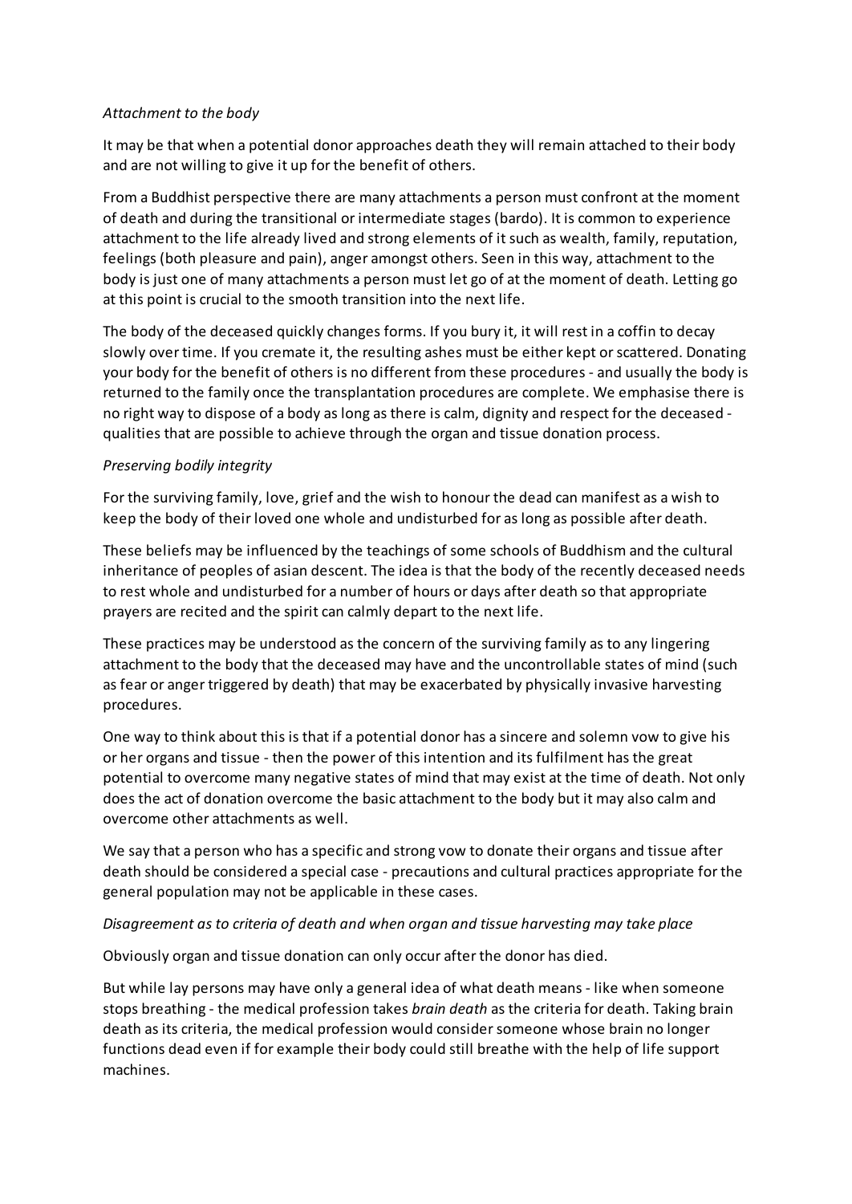*Attachment to the body*

It may be that when a potential donor approaches death they will remain attached to their body and are not willing to give it up for the benefit of others.

From a Buddhist perspective there are many attachments a person must confront at the moment of death and during the transitional or intermediate stages (bardo). It is common to experience attachment to the life already lived and strong elements of it such as wealth, family, reputation, feelings (both pleasure and pain), anger amongst others. Seen in this way, attachment to the body is just one of many attachments a person must let go of at the moment of death. Letting go at this point is crucial to the smooth transition into the next life.

The body of the deceased quickly changes forms. If you bury it, it will rest in a coffin to decay slowly over time. If you cremate it, the resulting ashes must be either kept or scattered. Donating your body for the benefit of others is no different from these procedures - and usually the body is returned to the family once the transplantation procedures are complete. We emphasise there is no right way to dispose of a body as long as there is calm, dignity and respect for the deceased - qualities that are possible to achieve through the organ and tissue donation process.

*Preserving bodily integrity*

For the surviving family, love, grief and the wish to honour the dead can manifest as a wish to keep the body of their loved one whole and undisturbed for as long as possible after death.

These beliefs may be influenced by the teachings of some schools of Buddhism and the cultural inheritance of peoples of asian descent. The idea is that the body of the recently deceased needs to rest whole and undisturbed for a number of hours or days after death so that appropriate prayers are recited and the spirit can calmly depart to the next life.

These practices may be understood as the concern of the surviving family as to any lingering attachment to the body that the deceased may have and the uncontrollable states of mind (such as fear or anger triggered by death) that may be exacerbated by physically invasive harvesting procedures.

One way to think about this is that if a potential donor has a sincere and solemn vow to give his or her organs and tissue - then the power of this intention and its fulfilment has the great potential to overcome many negative states of mind that may exist at the time of death. Not only does the act of donation overcome the basic attachment to the body but it may also calm and overcome other attachments as well.

We say that a person who has a specific and strong vow to donate their organs and tissue after death should be considered a special case - precautions and cultural practices appropriate for the general population may not be applicable in these cases.

*Disagreement as to criteria of death and when organ and tissue harvesting may take place*

Obviously organ and tissue donation can only occur after the donor has died.

But while lay persons may have only a general idea of what death means - like when someone stops breathing - the medical profession takes *brain death* as the criteria for death. Taking brain death as its criteria, the medical profession would consider someone whose brain no longer functions dead even if for example their body could still breathe with the help of life support machines.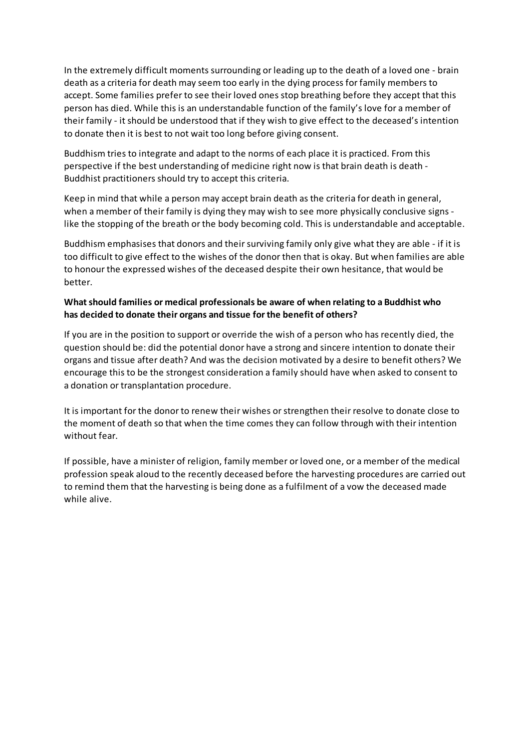In the extremely difficult moments surrounding or leading up to the death of a loved one - brain death as a criteria for death may seem too early in the dying process for family members to accept. Some families prefer to see their loved ones stop breathing before they accept that this person has died. While this is an understandable function of the family's love for a member of their family - it should be understood that if they wish to give effect to the deceased's intention to donate then it is best to not wait too long before giving consent.

Buddhism tries to integrate and adapt to the norms of each place it is practiced. From this perspective if the best understanding of medicine right now is that brain death is death - Buddhist practitioners should try to accept this criteria.

Keep in mind that while a person may accept brain death as the criteria for death in general, when a member of their family is dying they may wish to see more physically conclusive signs - like the stopping of the breath or the body becoming cold. This is understandable and acceptable.

Buddhism emphasises that donors and their surviving family only give what they are able - if it is too difficult to give effect to the wishes of the donor then that is okay. But when families are able to honour the expressed wishes of the deceased despite their own hesitance, that would be better.

**What should families or medical professionals be aware of when relating to a Buddhist who has decided to donate their organs and tissue for the benefit of others?**

If you are in the position to support or override the wish of a person who has recently died, the question should be: did the potential donor have a strong and sincere intention to donate their organs and tissue after death? And was the decision motivated by a desire to benefit others? We encourage this to be the strongest consideration a family should have when asked to consent to a donation or transplantation procedure.

It is important for the donor to renew their wishes or strengthen their resolve to donate close to the moment of death so that when the time comes they can follow through with their intention without fear.

If possible, have a minister of religion, family member or loved one, or a member of the medical profession speak aloud to the recently deceased before the harvesting procedures are carried out to remind them that the harvesting is being done as a fulfilment of a vow the deceased made while alive.